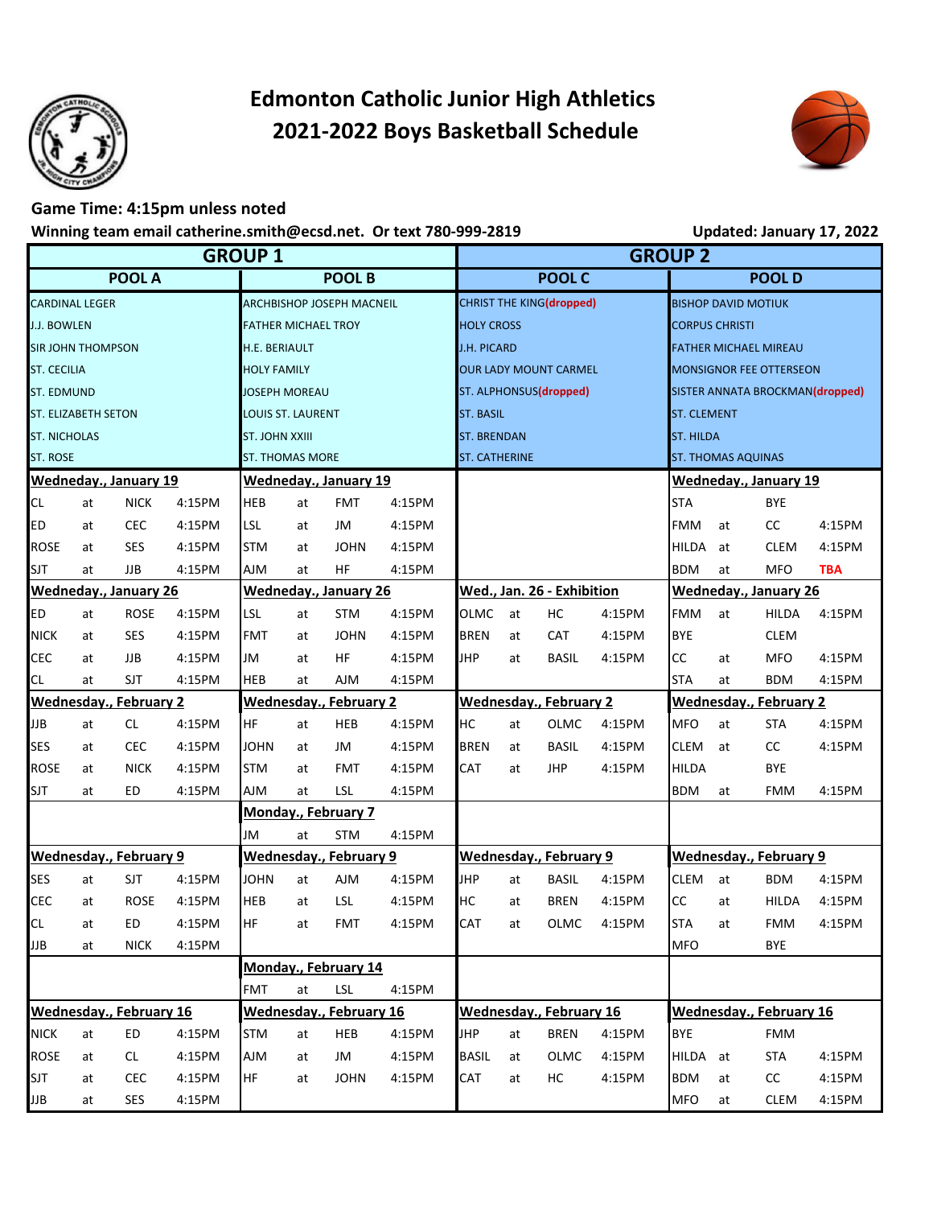# Edmonton Catholic Junior High Athletics
# 2021-2022 Boys Basketball Schedule

**Game Time: 4:15pm unless noted**

**Winning team email catherine.smith@ecsd.net. Or text 780-999-2819**

**Updated: January 17, 2022**

| GROUP 1 | | GROUP 2 | |
|---|---|---|---|
| **POOL A** | **POOL B** | **POOL C** | **POOL D** |
| CARDINAL LEGER | ARCHBISHOP JOSEPH MACNEIL | CHRIST THE KING(dropped) | BISHOP DAVID MOTIUK |
| J.J. BOWLEN | FATHER MICHAEL TROY | HOLY CROSS | CORPUS CHRISTI |
| SIR JOHN THOMPSON | H.E. BERIAULT | J.H. PICARD | FATHER MICHAEL MIREAU |
| ST. CECILIA | HOLY FAMILY | OUR LADY MOUNT CARMEL | MONSIGNOR FEE OTTERSON |
| ST. EDMUND | JOSEPH MOREAU | ST. ALPHONSUS(dropped) | SISTER ANNATA BROCKMAN(dropped) |
| ST. ELIZABETH SETON | LOUIS ST. LAURENT | ST. BASIL | ST. CLEMENT |
| ST. NICHOLAS | ST. JOHN XXIII | ST. BRENDAN | ST. HILDA |
| ST. ROSE | ST. THOMAS MORE | ST. CATHERINE | ST. THOMAS AQUINAS |

| Pool A | | | | Pool B | | | | Pool C | | | | Pool D | | | |
|---|---|---|---|---|---|---|---|---|---|---|---|---|---|---|---|
| **Wedneday., January 19** | | | | **Wedneday., January 19** | | | | | | | | **Wedneday., January 19** | | | |
| CL | at | NICK | 4:15PM | HEB | at | FMT | 4:15PM | | | | | STA | | BYE | |
| ED | at | CEC | 4:15PM | LSL | at | JM | 4:15PM | | | | | FMM | at | CC | 4:15PM |
| ROSE | at | SES | 4:15PM | STM | at | JOHN | 4:15PM | | | | | HILDA | at | CLEM | 4:15PM |
| SJT | at | JJB | 4:15PM | AJM | at | HF | 4:15PM | | | | | BDM | at | MFO | TBA |
| **Wedneday., January 26** | | | | **Wedneday., January 26** | | | | **Wed., Jan. 26 - Exhibition** | | | | **Wedneday., January 26** | | | |
| ED | at | ROSE | 4:15PM | LSL | at | STM | 4:15PM | OLMC | at | HC | 4:15PM | FMM | at | HILDA | 4:15PM |
| NICK | at | SES | 4:15PM | FMT | at | JOHN | 4:15PM | BREN | at | CAT | 4:15PM | BYE | | CLEM | |
| CEC | at | JJB | 4:15PM | JM | at | HF | 4:15PM | JHP | at | BASIL | 4:15PM | CC | at | MFO | 4:15PM |
| CL | at | SJT | 4:15PM | HEB | at | AJM | 4:15PM | | | | | STA | at | BDM | 4:15PM |
| **Wednesday., February 2** | | | | **Wednesday., February 2** | | | | **Wednesday., February 2** | | | | **Wednesday., February 2** | | | |
| JJB | at | CL | 4:15PM | HF | at | HEB | 4:15PM | HC | at | OLMC | 4:15PM | MFO | at | STA | 4:15PM |
| SES | at | CEC | 4:15PM | JOHN | at | JM | 4:15PM | BREN | at | BASIL | 4:15PM | CLEM | at | CC | 4:15PM |
| ROSE | at | NICK | 4:15PM | STM | at | FMT | 4:15PM | CAT | at | JHP | 4:15PM | HILDA | | BYE | |
| SJT | at | ED | 4:15PM | AJM | at | LSL | 4:15PM | | | | | BDM | at | FMM | 4:15PM |
| | | | | **Monday., February 7** | | | | | | | | | | | |
| | | | | JM | at | STM | 4:15PM | | | | | | | | |
| **Wednesday., February 9** | | | | **Wednesday., February 9** | | | | **Wednesday., February 9** | | | | **Wednesday., February 9** | | | |
| SES | at | SJT | 4:15PM | JOHN | at | AJM | 4:15PM | JHP | at | BASIL | 4:15PM | CLEM | at | BDM | 4:15PM |
| CEC | at | ROSE | 4:15PM | HEB | at | LSL | 4:15PM | HC | at | BREN | 4:15PM | CC | at | HILDA | 4:15PM |
| CL | at | ED | 4:15PM | HF | at | FMT | 4:15PM | CAT | at | OLMC | 4:15PM | STA | at | FMM | 4:15PM |
| JJB | at | NICK | 4:15PM | | | | | | | | | MFO | | BYE | |
| | | | | **Monday., February 14** | | | | | | | | | | | |
| | | | | FMT | at | LSL | 4:15PM | | | | | | | | |
| **Wednesday., February 16** | | | | **Wednesday., February 16** | | | | **Wednesday., February 16** | | | | **Wednesday., February 16** | | | |
| NICK | at | ED | 4:15PM | STM | at | HEB | 4:15PM | JHP | at | BREN | 4:15PM | BYE | | FMM | |
| ROSE | at | CL | 4:15PM | AJM | at | JM | 4:15PM | BASIL | at | OLMC | 4:15PM | HILDA | at | STA | 4:15PM |
| SJT | at | CEC | 4:15PM | HF | at | JOHN | 4:15PM | CAT | at | HC | 4:15PM | BDM | at | CC | 4:15PM |
| JJB | at | SES | 4:15PM | | | | | | | | | MFO | at | CLEM | 4:15PM |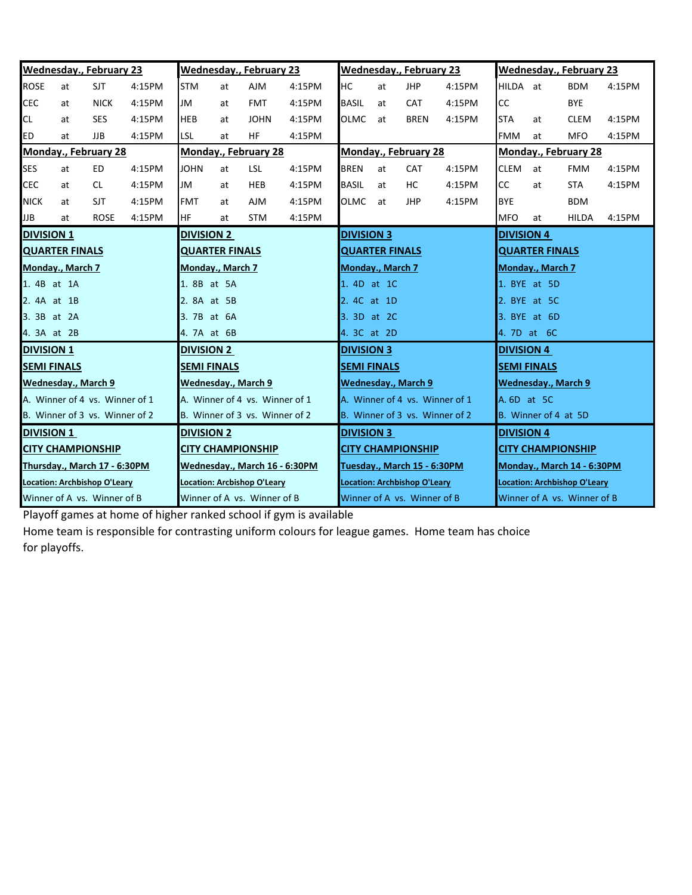| Wednesday., February 23 | | | | Wednesday., February 23 | | | | Wednesday., February 23 | | | | Wednesday., February 23 | | | |
|---|---|---|---|---|---|---|---|---|---|---|---|---|---|---|---|
| ROSE | at | SJT | 4:15PM | STM | at | AJM | 4:15PM | HC | at | JHP | 4:15PM | HILDA | at | BDM | 4:15PM |
| CEC | at | NICK | 4:15PM | JM | at | FMT | 4:15PM | BASIL | at | CAT | 4:15PM | CC | | BYE | |
| CL | at | SES | 4:15PM | HEB | at | JOHN | 4:15PM | OLMC | at | BREN | 4:15PM | STA | at | CLEM | 4:15PM |
| ED | at | JJB | 4:15PM | LSL | at | HF | 4:15PM | | | | | FMM | at | MFO | 4:15PM |
| **Monday., February 28** | | | | **Monday., February 28** | | | | **Monday., February 28** | | | | **Monday., February 28** | | | |
| SES | at | ED | 4:15PM | JOHN | at | LSL | 4:15PM | BREN | at | CAT | 4:15PM | CLEM | at | FMM | 4:15PM |
| CEC | at | CL | 4:15PM | JM | at | HEB | 4:15PM | BASIL | at | HC | 4:15PM | CC | at | STA | 4:15PM |
| NICK | at | SJT | 4:15PM | FMT | at | AJM | 4:15PM | OLMC | at | JHP | 4:15PM | BYE | | BDM | |
| JJB | at | ROSE | 4:15PM | HF | at | STM | 4:15PM | | | | | MFO | at | HILDA | 4:15PM |

| DIVISION 1 | DIVISION 2 | DIVISION 3 | DIVISION 4 |
|---|---|---|---|
| **QUARTER FINALS** | **QUARTER FINALS** | **QUARTER FINALS** | **QUARTER FINALS** |
| **Monday., March 7** | **Monday., March 7** | **Monday., March 7** | **Monday., March 7** |
| 1. 4B at 1A | 1. 8B at 5A | 1. 4D at 1C | 1. BYE at 5D |
| 2. 4A at 1B | 2. 8A at 5B | 2. 4C at 1D | 2. BYE at 5C |
| 3. 3B at 2A | 3. 7B at 6A | 3. 3D at 2C | 3. BYE at 6D |
| 4. 3A at 2B | 4. 7A at 6B | 4. 3C at 2D | 4. 7D at 6C |

| DIVISION 1 | DIVISION 2 | DIVISION 3 | DIVISION 4 |
|---|---|---|---|
| **SEMI FINALS** | **SEMI FINALS** | **SEMI FINALS** | **SEMI FINALS** |
| **Wednesday., March 9** | **Wednesday., March 9** | **Wednesday., March 9** | **Wednesday., March 9** |
| A. Winner of 4 vs. Winner of 1 | A. Winner of 4 vs. Winner of 1 | A. Winner of 4 vs. Winner of 1 | A. 6D at 5C |
| B. Winner of 3 vs. Winner of 2 | B. Winner of 3 vs. Winner of 2 | B. Winner of 3 vs. Winner of 2 | B. Winner of 4 at 5D |

| DIVISION 1 | DIVISION 2 | DIVISION 3 | DIVISION 4 |
|---|---|---|---|
| **CITY CHAMPIONSHIP** | **CITY CHAMPIONSHIP** | **CITY CHAMPIONSHIP** | **CITY CHAMPIONSHIP** |
| **Thursday., March 17 - 6:30PM** | **Wednesday., March 16 - 6:30PM** | **Tuesday., March 15 - 6:30PM** | **Monday., March 14 - 6:30PM** |
| **Location: Archbishop O'Leary** | **Location: Archbishop O'Leary** | **Location: Archbishop O'Leary** | **Location: Archbishop O'Leary** |
| Winner of A vs. Winner of B | Winner of A vs. Winner of B | Winner of A vs. Winner of B | Winner of A vs. Winner of B |

Playoff games at home of higher ranked school if gym is available

Home team is responsible for contrasting uniform colours for league games. Home team has choice for playoffs.